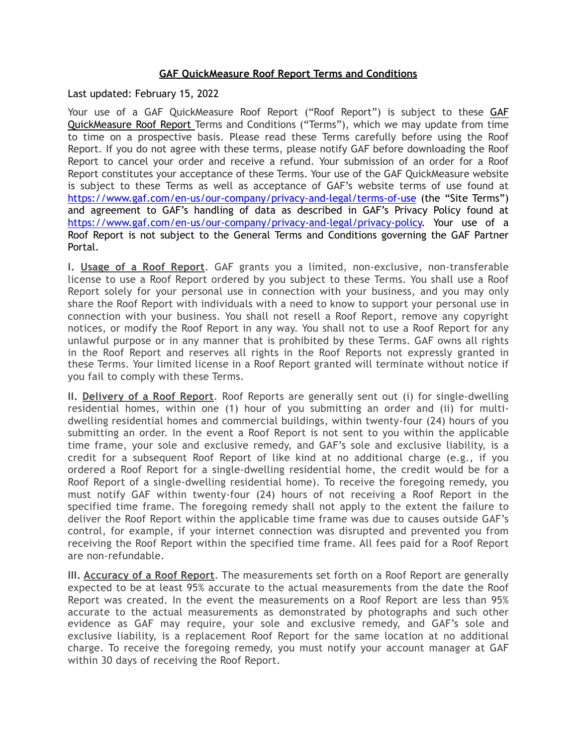# GAF QuickMeasure Roof Report Terms and Conditions

Last updated: February 15, 2022

Your use of a GAF QuickMeasure Roof Report ("Roof Report") is subject to these GAF QuickMeasure Roof Report Terms and Conditions ("Terms"), which we may update from time to time on a prospective basis. Please read these Terms carefully before using the Roof Report. If you do not agree with these terms, please notify GAF before downloading the Roof Report to cancel your order and receive a refund. Your submission of an order for a Roof Report constitutes your acceptance of these Terms. Your use of the GAF QuickMeasure website is subject to these Terms as well as acceptance of GAF's website terms of use found at https://www.gaf.com/en-us/our-company/privacy-and-legal/terms-of-use (the "Site Terms") and agreement to GAF's handling of data as described in GAF's Privacy Policy found at https://www.gaf.com/en-us/our-company/privacy-and-legal/privacy-policy. Your use of a Roof Report is not subject to the General Terms and Conditions governing the GAF Partner Portal.

**I. Usage of a Roof Report**. GAF grants you a limited, non-exclusive, non-transferable license to use a Roof Report ordered by you subject to these Terms. You shall use a Roof Report solely for your personal use in connection with your business, and you may only share the Roof Report with individuals with a need to know to support your personal use in connection with your business. You shall not resell a Roof Report, remove any copyright notices, or modify the Roof Report in any way. You shall not to use a Roof Report for any unlawful purpose or in any manner that is prohibited by these Terms. GAF owns all rights in the Roof Report and reserves all rights in the Roof Reports not expressly granted in these Terms. Your limited license in a Roof Report granted will terminate without notice if you fail to comply with these Terms.

**II. Delivery of a Roof Report**. Roof Reports are generally sent out (i) for single-dwelling residential homes, within one (1) hour of you submitting an order and (ii) for multi-dwelling residential homes and commercial buildings, within twenty-four (24) hours of you submitting an order. In the event a Roof Report is not sent to you within the applicable time frame, your sole and exclusive remedy, and GAF's sole and exclusive liability, is a credit for a subsequent Roof Report of like kind at no additional charge (e.g., if you ordered a Roof Report for a single-dwelling residential home, the credit would be for a Roof Report of a single-dwelling residential home). To receive the foregoing remedy, you must notify GAF within twenty-four (24) hours of not receiving a Roof Report in the specified time frame. The foregoing remedy shall not apply to the extent the failure to deliver the Roof Report within the applicable time frame was due to causes outside GAF's control, for example, if your internet connection was disrupted and prevented you from receiving the Roof Report within the specified time frame. All fees paid for a Roof Report are non-refundable.

**III. Accuracy of a Roof Report**. The measurements set forth on a Roof Report are generally expected to be at least 95% accurate to the actual measurements from the date the Roof Report was created. In the event the measurements on a Roof Report are less than 95% accurate to the actual measurements as demonstrated by photographs and such other evidence as GAF may require, your sole and exclusive remedy, and GAF's sole and exclusive liability, is a replacement Roof Report for the same location at no additional charge. To receive the foregoing remedy, you must notify your account manager at GAF within 30 days of receiving the Roof Report.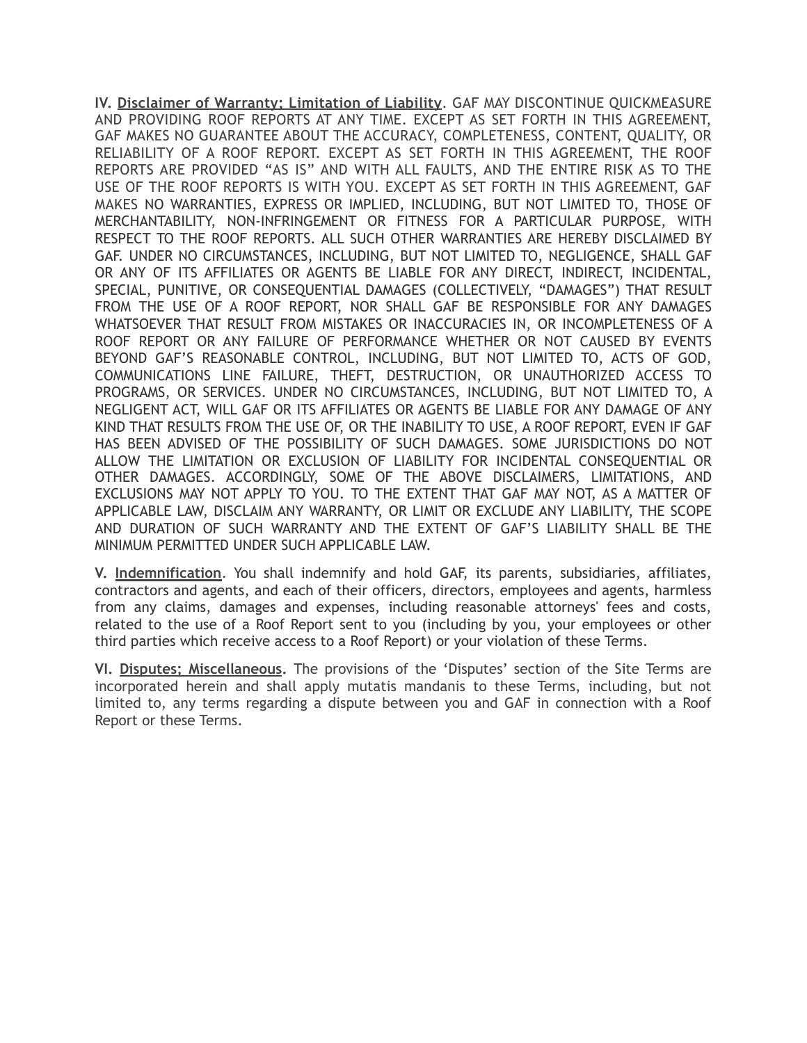**IV. <u>Disclaimer of Warranty; Limitation of Liability</u>**. GAF MAY DISCONTINUE QUICKMEASURE AND PROVIDING ROOF REPORTS AT ANY TIME. EXCEPT AS SET FORTH IN THIS AGREEMENT, GAF MAKES NO GUARANTEE ABOUT THE ACCURACY, COMPLETENESS, CONTENT, QUALITY, OR RELIABILITY OF A ROOF REPORT. EXCEPT AS SET FORTH IN THIS AGREEMENT, THE ROOF REPORTS ARE PROVIDED "AS IS" AND WITH ALL FAULTS, AND THE ENTIRE RISK AS TO THE USE OF THE ROOF REPORTS IS WITH YOU. EXCEPT AS SET FORTH IN THIS AGREEMENT, GAF MAKES NO WARRANTIES, EXPRESS OR IMPLIED, INCLUDING, BUT NOT LIMITED TO, THOSE OF MERCHANTABILITY, NON-INFRINGEMENT OR FITNESS FOR A PARTICULAR PURPOSE, WITH RESPECT TO THE ROOF REPORTS. ALL SUCH OTHER WARRANTIES ARE HEREBY DISCLAIMED BY GAF. UNDER NO CIRCUMSTANCES, INCLUDING, BUT NOT LIMITED TO, NEGLIGENCE, SHALL GAF OR ANY OF ITS AFFILIATES OR AGENTS BE LIABLE FOR ANY DIRECT, INDIRECT, INCIDENTAL, SPECIAL, PUNITIVE, OR CONSEQUENTIAL DAMAGES (COLLECTIVELY, "DAMAGES") THAT RESULT FROM THE USE OF A ROOF REPORT, NOR SHALL GAF BE RESPONSIBLE FOR ANY DAMAGES WHATSOEVER THAT RESULT FROM MISTAKES OR INACCURACIES IN, OR INCOMPLETENESS OF A ROOF REPORT OR ANY FAILURE OF PERFORMANCE WHETHER OR NOT CAUSED BY EVENTS BEYOND GAF'S REASONABLE CONTROL, INCLUDING, BUT NOT LIMITED TO, ACTS OF GOD, COMMUNICATIONS LINE FAILURE, THEFT, DESTRUCTION, OR UNAUTHORIZED ACCESS TO PROGRAMS, OR SERVICES. UNDER NO CIRCUMSTANCES, INCLUDING, BUT NOT LIMITED TO, A NEGLIGENT ACT, WILL GAF OR ITS AFFILIATES OR AGENTS BE LIABLE FOR ANY DAMAGE OF ANY KIND THAT RESULTS FROM THE USE OF, OR THE INABILITY TO USE, A ROOF REPORT, EVEN IF GAF HAS BEEN ADVISED OF THE POSSIBILITY OF SUCH DAMAGES. SOME JURISDICTIONS DO NOT ALLOW THE LIMITATION OR EXCLUSION OF LIABILITY FOR INCIDENTAL CONSEQUENTIAL OR OTHER DAMAGES. ACCORDINGLY, SOME OF THE ABOVE DISCLAIMERS, LIMITATIONS, AND EXCLUSIONS MAY NOT APPLY TO YOU. TO THE EXTENT THAT GAF MAY NOT, AS A MATTER OF APPLICABLE LAW, DISCLAIM ANY WARRANTY, OR LIMIT OR EXCLUDE ANY LIABILITY, THE SCOPE AND DURATION OF SUCH WARRANTY AND THE EXTENT OF GAF'S LIABILITY SHALL BE THE MINIMUM PERMITTED UNDER SUCH APPLICABLE LAW.

**V. <u>Indemnification</u>**. You shall indemnify and hold GAF, its parents, subsidiaries, affiliates, contractors and agents, and each of their officers, directors, employees and agents, harmless from any claims, damages and expenses, including reasonable attorneys' fees and costs, related to the use of a Roof Report sent to you (including by you, your employees or other third parties which receive access to a Roof Report) or your violation of these Terms.

**VI. <u>Disputes; Miscellaneous</u>.** The provisions of the 'Disputes' section of the Site Terms are incorporated herein and shall apply mutatis mandanis to these Terms, including, but not limited to, any terms regarding a dispute between you and GAF in connection with a Roof Report or these Terms.